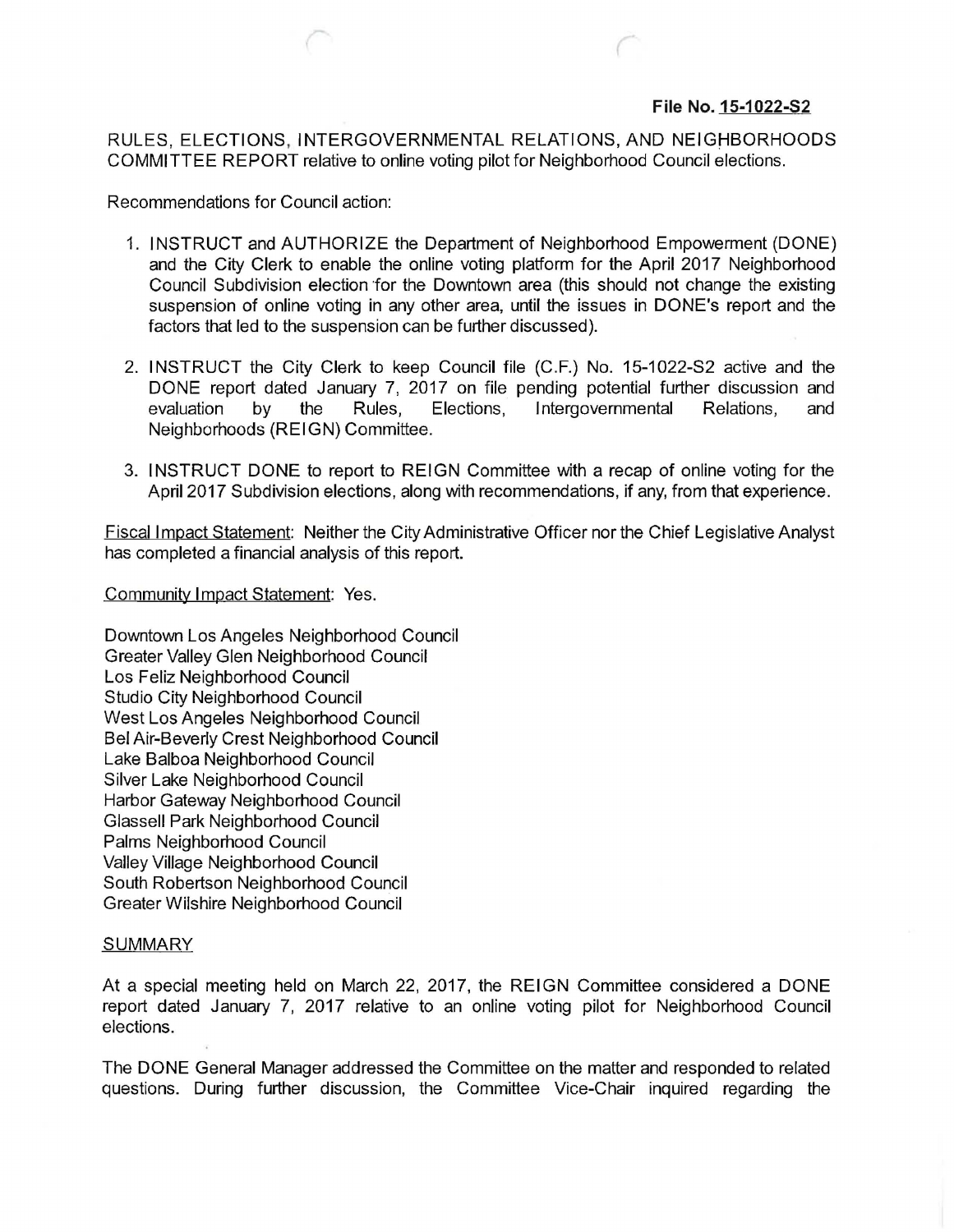**File No. 15-1022-S2**

RULES, ELECTIONS, INTERGOVERNMENTAL RELATIONS, AND NEIGHBORHOODS COMMITTEE REPORT relative to online voting pilot for Neighborhood Council elections.

Recommendations for Council action:

1. INSTRUCT and AUTHORIZE the Department of Neighborhood Empowerment (DONE) and the City Clerk to enable the online voting platform for the April 2017 Neighborhood Council Subdivision election for the Downtown area (this should not change the existing suspension of online voting in any other area, until the issues in DONE's report and the factors that led to the suspension can be further discussed).

2. INSTRUCT the City Clerk to keep Council file (C.F.) No. 15-1022-S2 active and the DONE report dated January 7, 2017 on file pending potential further discussion and evaluation by the Rules, Elections, Intergovernmental Relations, and Neighborhoods (REIGN) Committee.

3. INSTRUCT DONE to report to REIGN Committee with a recap of online voting for the April 2017 Subdivision elections, along with recommendations, if any, from that experience.

Fiscal Impact Statement: Neither the City Administrative Officer nor the Chief Legislative Analyst has completed a financial analysis of this report.

Community Impact Statement: Yes.

Downtown Los Angeles Neighborhood Council
Greater Valley Glen Neighborhood Council
Los Feliz Neighborhood Council
Studio City Neighborhood Council
West Los Angeles Neighborhood Council
Bel Air-Beverly Crest Neighborhood Council
Lake Balboa Neighborhood Council
Silver Lake Neighborhood Council
Harbor Gateway Neighborhood Council
Glassell Park Neighborhood Council
Palms Neighborhood Council
Valley Village Neighborhood Council
South Robertson Neighborhood Council
Greater Wilshire Neighborhood Council

SUMMARY

At a special meeting held on March 22, 2017, the REIGN Committee considered a DONE report dated January 7, 2017 relative to an online voting pilot for Neighborhood Council elections.

The DONE General Manager addressed the Committee on the matter and responded to related questions. During further discussion, the Committee Vice-Chair inquired regarding the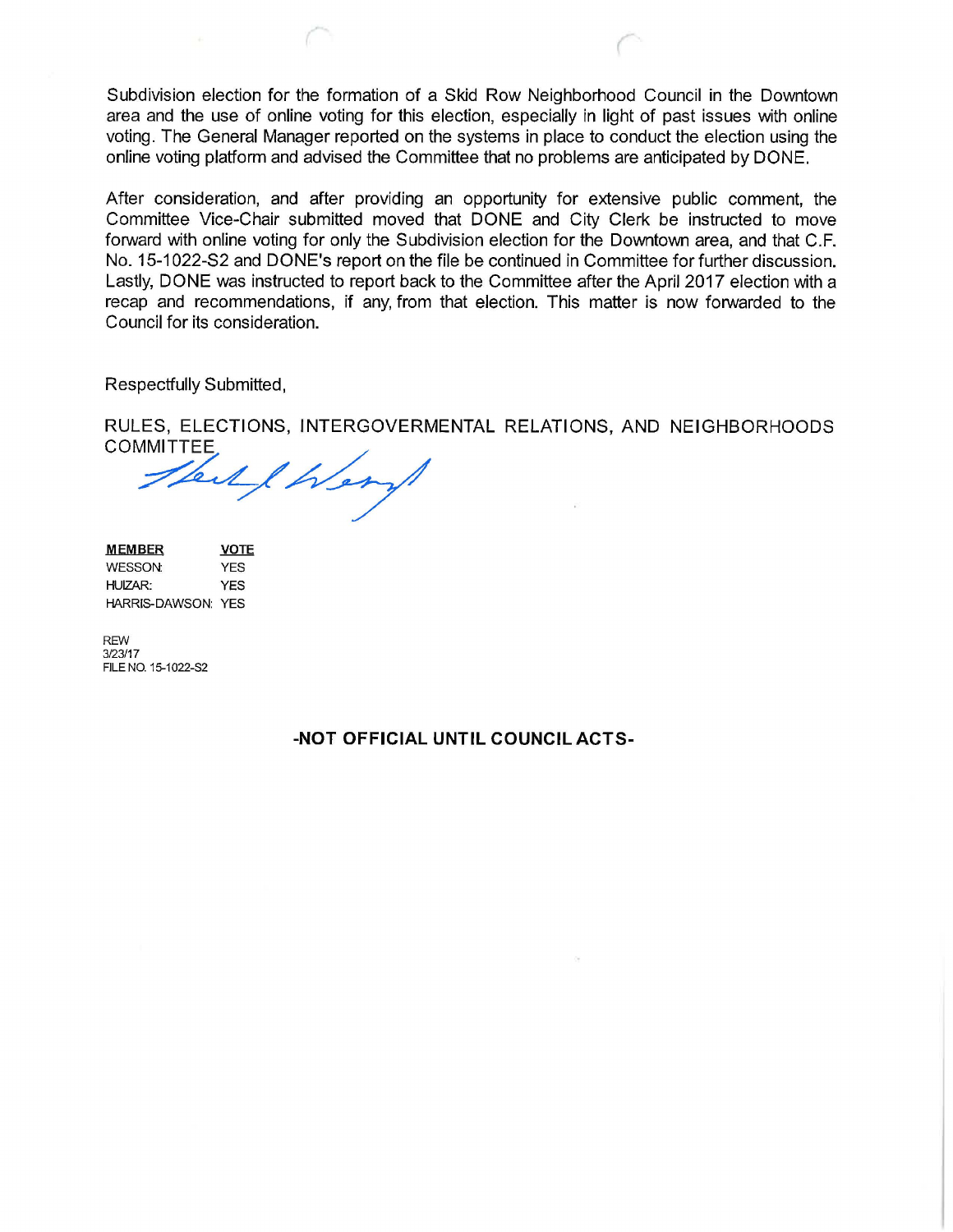Subdivision election for the formation of a Skid Row Neighborhood Council in the Downtown area and the use of online voting for this election, especially in light of past issues with online voting. The General Manager reported on the systems in place to conduct the election using the online voting platform and advised the Committee that no problems are anticipated by DONE.

After consideration, and after providing an opportunity for extensive public comment, the Committee Vice-Chair submitted moved that DONE and City Clerk be instructed to move forward with online voting for only the Subdivision election for the Downtown area, and that C.F. No. 15-1022-S2 and DONE's report on the file be continued in Committee for further discussion. Lastly, DONE was instructed to report back to the Committee after the April 2017 election with a recap and recommendations, if any, from that election. This matter is now forwarded to the Council for its consideration.

Respectfully Submitted,

RULES, ELECTIONS, INTERGOVERMENTAL RELATIONS, AND NEIGHBORHOODS COMMITTEE

| MEMBER | VOTE |
|---|---|
| WESSON: | YES |
| HUIZAR: | YES |
| HARRIS-DAWSON: | YES |

REW
3/23/17
FILE NO. 15-1022-S2

**-NOT OFFICIAL UNTIL COUNCIL ACTS-**